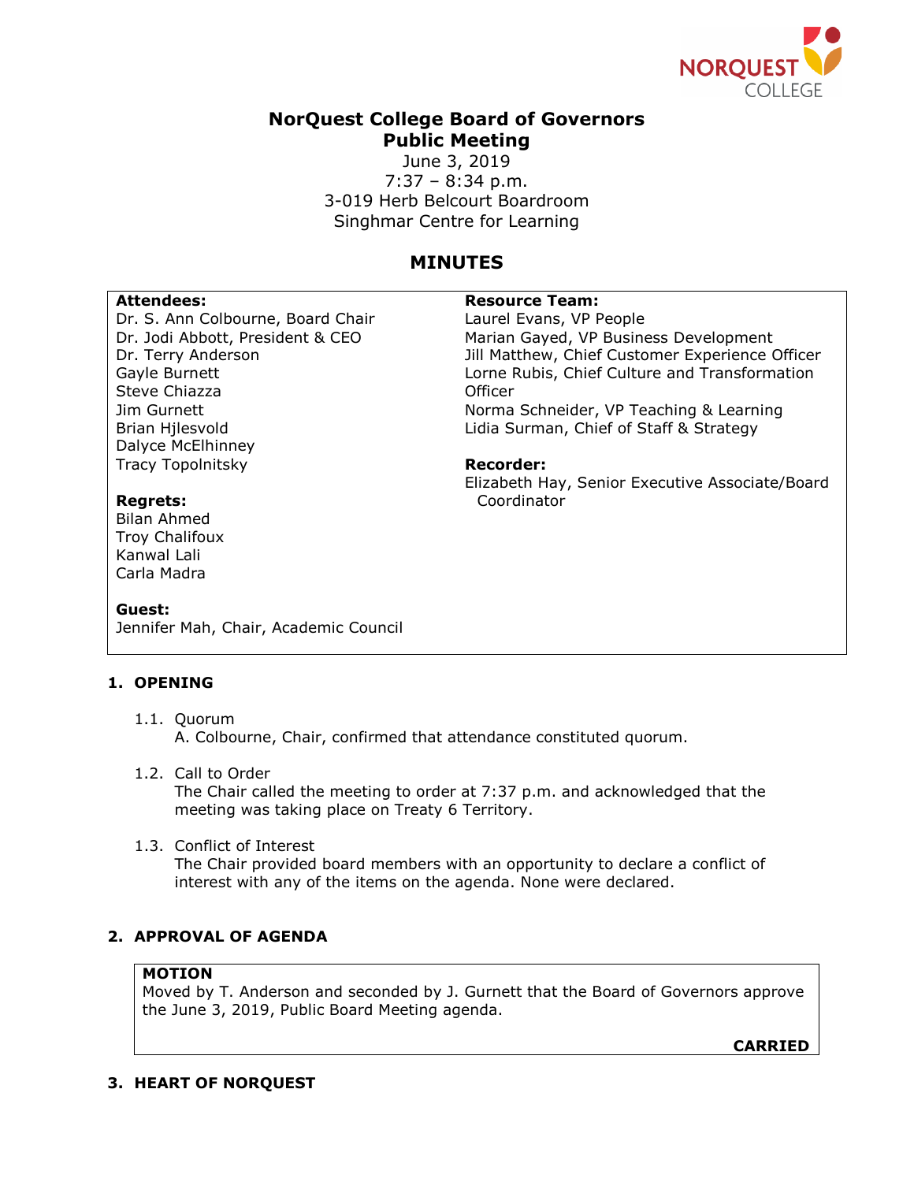# NorQuest College Board of Governors
## Public Meeting

June 3, 2019
7:37 – 8:34 p.m.
3-019 Herb Belcourt Boardroom
Singhmar Centre for Learning

## MINUTES

**Attendees:**
Dr. S. Ann Colbourne, Board Chair
Dr. Jodi Abbott, President & CEO
Dr. Terry Anderson
Gayle Burnett
Steve Chiazza
Jim Gurnett
Brian Hjlesvold
Dalyce McElhinney
Tracy Topolnitsky

**Regrets:**
Bilan Ahmed
Troy Chalifoux
Kanwal Lali
Carla Madra

**Guest:**
Jennifer Mah, Chair, Academic Council

**Resource Team:**
Laurel Evans, VP People
Marian Gayed, VP Business Development
Jill Matthew, Chief Customer Experience Officer
Lorne Rubis, Chief Culture and Transformation Officer
Norma Schneider, VP Teaching & Learning
Lidia Surman, Chief of Staff & Strategy

**Recorder:**
Elizabeth Hay, Senior Executive Associate/Board Coordinator

### 1. OPENING

1.1. Quorum
A. Colbourne, Chair, confirmed that attendance constituted quorum.

1.2. Call to Order
The Chair called the meeting to order at 7:37 p.m. and acknowledged that the meeting was taking place on Treaty 6 Territory.

1.3. Conflict of Interest
The Chair provided board members with an opportunity to declare a conflict of interest with any of the items on the agenda. None were declared.

### 2. APPROVAL OF AGENDA

**MOTION**
Moved by T. Anderson and seconded by J. Gurnett that the Board of Governors approve the June 3, 2019, Public Board Meeting agenda.

**CARRIED**

### 3. HEART OF NORQUEST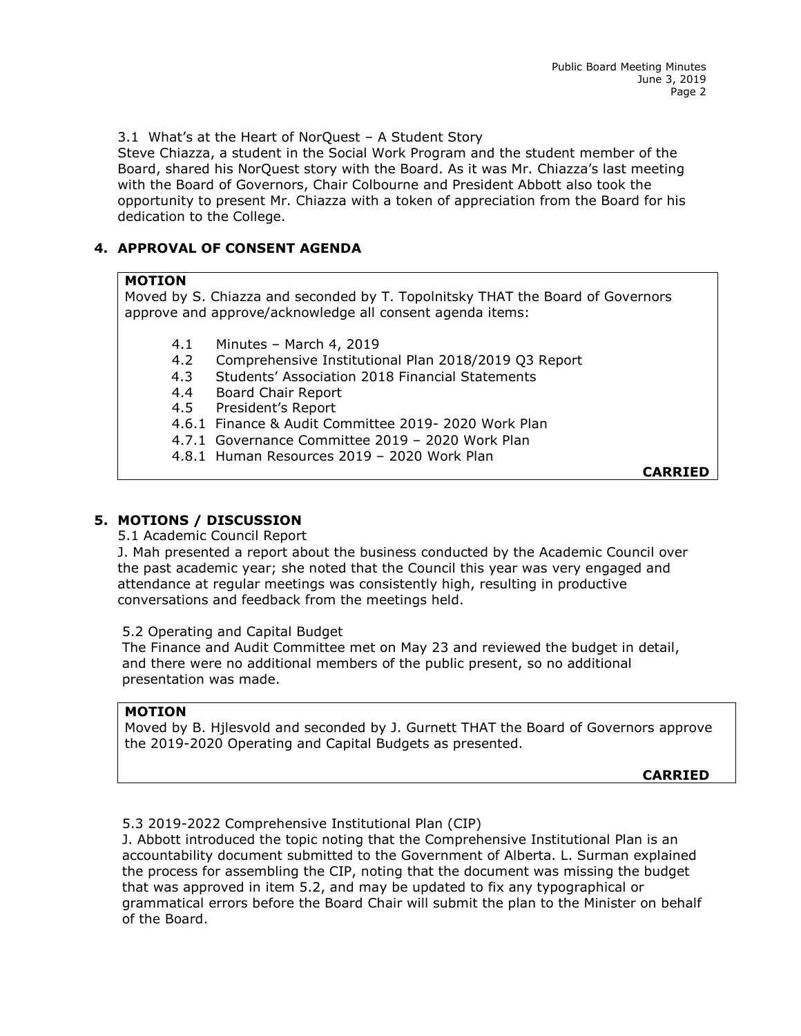3.1 What's at the Heart of NorQuest – A Student Story

Steve Chiazza, a student in the Social Work Program and the student member of the Board, shared his NorQuest story with the Board. As it was Mr. Chiazza's last meeting with the Board of Governors, Chair Colbourne and President Abbott also took the opportunity to present Mr. Chiazza with a token of appreciation from the Board for his dedication to the College.

## 4. APPROVAL OF CONSENT AGENDA

**MOTION**

Moved by S. Chiazza and seconded by T. Topolnitsky THAT the Board of Governors approve and approve/acknowledge all consent agenda items:

- 4.1 Minutes – March 4, 2019
- 4.2 Comprehensive Institutional Plan 2018/2019 Q3 Report
- 4.3 Students' Association 2018 Financial Statements
- 4.4 Board Chair Report
- 4.5 President's Report
- 4.6.1 Finance & Audit Committee 2019- 2020 Work Plan
- 4.7.1 Governance Committee 2019 – 2020 Work Plan
- 4.8.1 Human Resources 2019 – 2020 Work Plan

**CARRIED**

## 5. MOTIONS / DISCUSSION

5.1 Academic Council Report

J. Mah presented a report about the business conducted by the Academic Council over the past academic year; she noted that the Council this year was very engaged and attendance at regular meetings was consistently high, resulting in productive conversations and feedback from the meetings held.

5.2 Operating and Capital Budget

The Finance and Audit Committee met on May 23 and reviewed the budget in detail, and there were no additional members of the public present, so no additional presentation was made.

**MOTION**

Moved by B. Hjlesvold and seconded by J. Gurnett THAT the Board of Governors approve the 2019-2020 Operating and Capital Budgets as presented.

**CARRIED**

5.3 2019-2022 Comprehensive Institutional Plan (CIP)

J. Abbott introduced the topic noting that the Comprehensive Institutional Plan is an accountability document submitted to the Government of Alberta. L. Surman explained the process for assembling the CIP, noting that the document was missing the budget that was approved in item 5.2, and may be updated to fix any typographical or grammatical errors before the Board Chair will submit the plan to the Minister on behalf of the Board.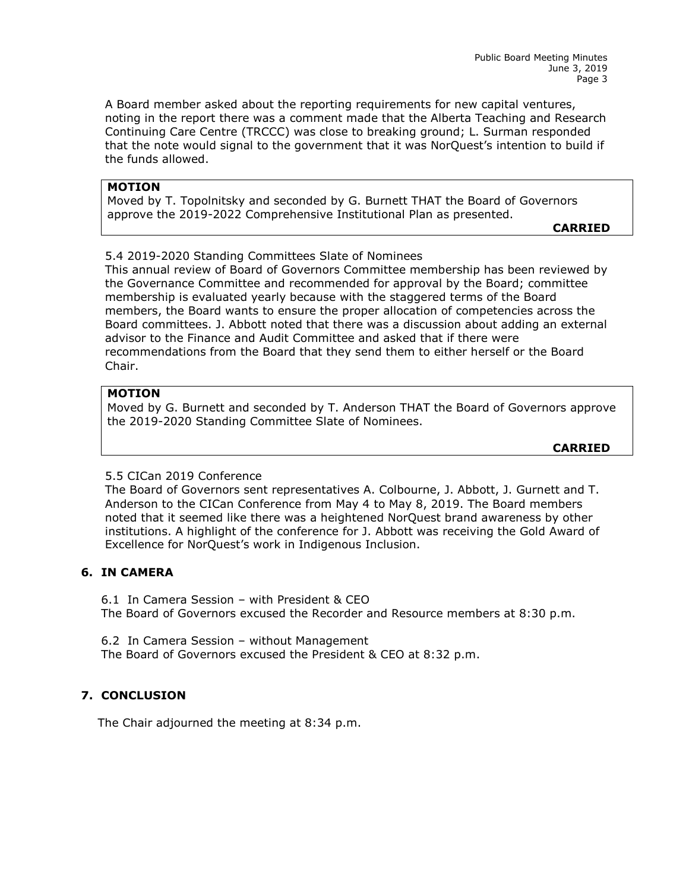A Board member asked about the reporting requirements for new capital ventures, noting in the report there was a comment made that the Alberta Teaching and Research Continuing Care Centre (TRCCC) was close to breaking ground; L. Surman responded that the note would signal to the government that it was NorQuest's intention to build if the funds allowed.

**MOTION**
Moved by T. Topolnitsky and seconded by G. Burnett THAT the Board of Governors approve the 2019-2022 Comprehensive Institutional Plan as presented.

**CARRIED**

5.4 2019-2020 Standing Committees Slate of Nominees
This annual review of Board of Governors Committee membership has been reviewed by the Governance Committee and recommended for approval by the Board; committee membership is evaluated yearly because with the staggered terms of the Board members, the Board wants to ensure the proper allocation of competencies across the Board committees. J. Abbott noted that there was a discussion about adding an external advisor to the Finance and Audit Committee and asked that if there were recommendations from the Board that they send them to either herself or the Board Chair.

**MOTION**
Moved by G. Burnett and seconded by T. Anderson THAT the Board of Governors approve the 2019-2020 Standing Committee Slate of Nominees.

**CARRIED**

5.5 CICan 2019 Conference
The Board of Governors sent representatives A. Colbourne, J. Abbott, J. Gurnett and T. Anderson to the CICan Conference from May 4 to May 8, 2019. The Board members noted that it seemed like there was a heightened NorQuest brand awareness by other institutions. A highlight of the conference for J. Abbott was receiving the Gold Award of Excellence for NorQuest's work in Indigenous Inclusion.

## 6. IN CAMERA

6.1 In Camera Session – with President & CEO
The Board of Governors excused the Recorder and Resource members at 8:30 p.m.

6.2 In Camera Session – without Management
The Board of Governors excused the President & CEO at 8:32 p.m.

## 7. CONCLUSION

The Chair adjourned the meeting at 8:34 p.m.